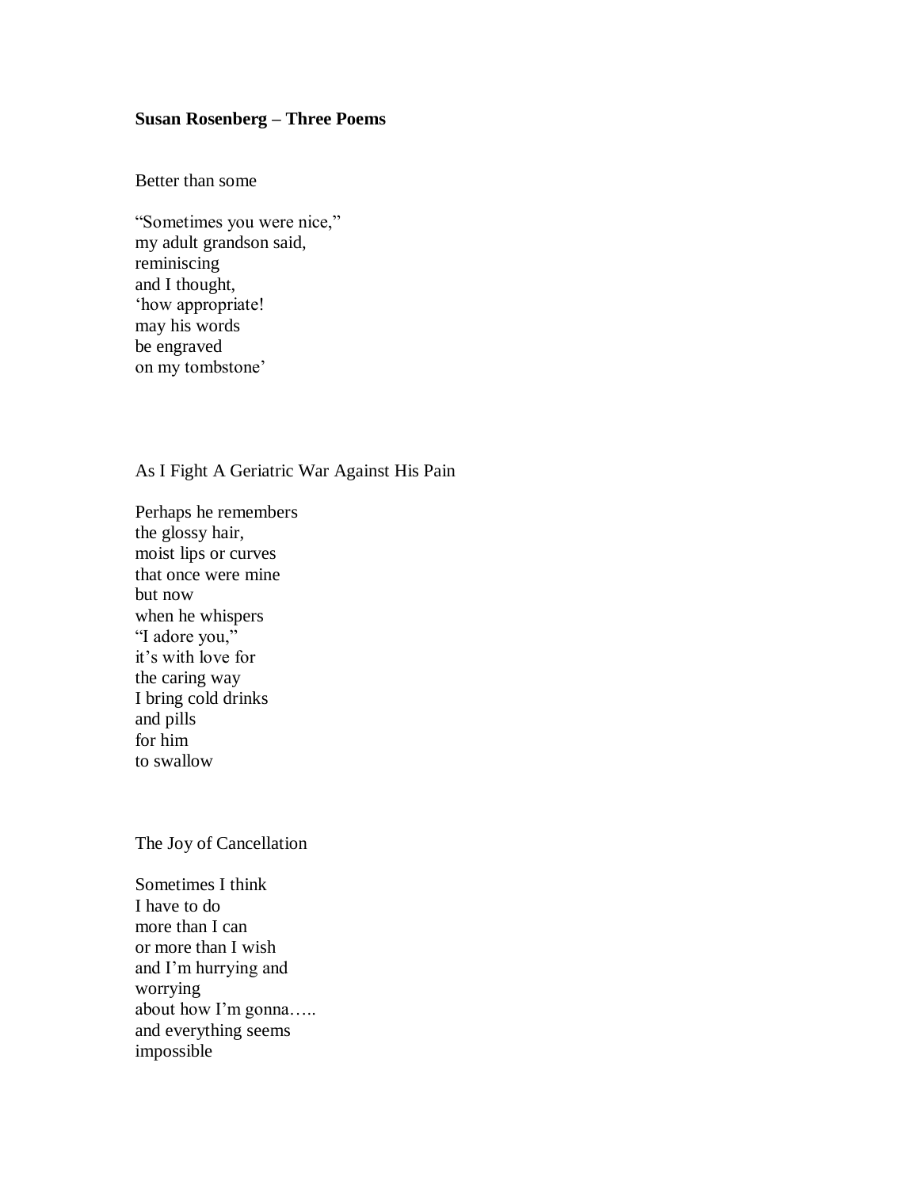**Susan Rosenberg – Three Poems**

Better than some

"Sometimes you were nice,"  
my adult grandson said,  
reminiscing  
and I thought,  
'how appropriate!  
may his words  
be engraved  
on my tombstone'

As I Fight A Geriatric War Against His Pain

Perhaps he remembers  
the glossy hair,  
moist lips or curves  
that once were mine  
but now  
when he whispers  
"I adore you,"  
it's with love for  
the caring way  
I bring cold drinks  
and pills  
for him  
to swallow

The Joy of Cancellation

Sometimes I think  
I have to do  
more than I can  
or more than I wish  
and I'm hurrying and  
worrying  
about how I'm gonna…..  
and everything seems  
impossible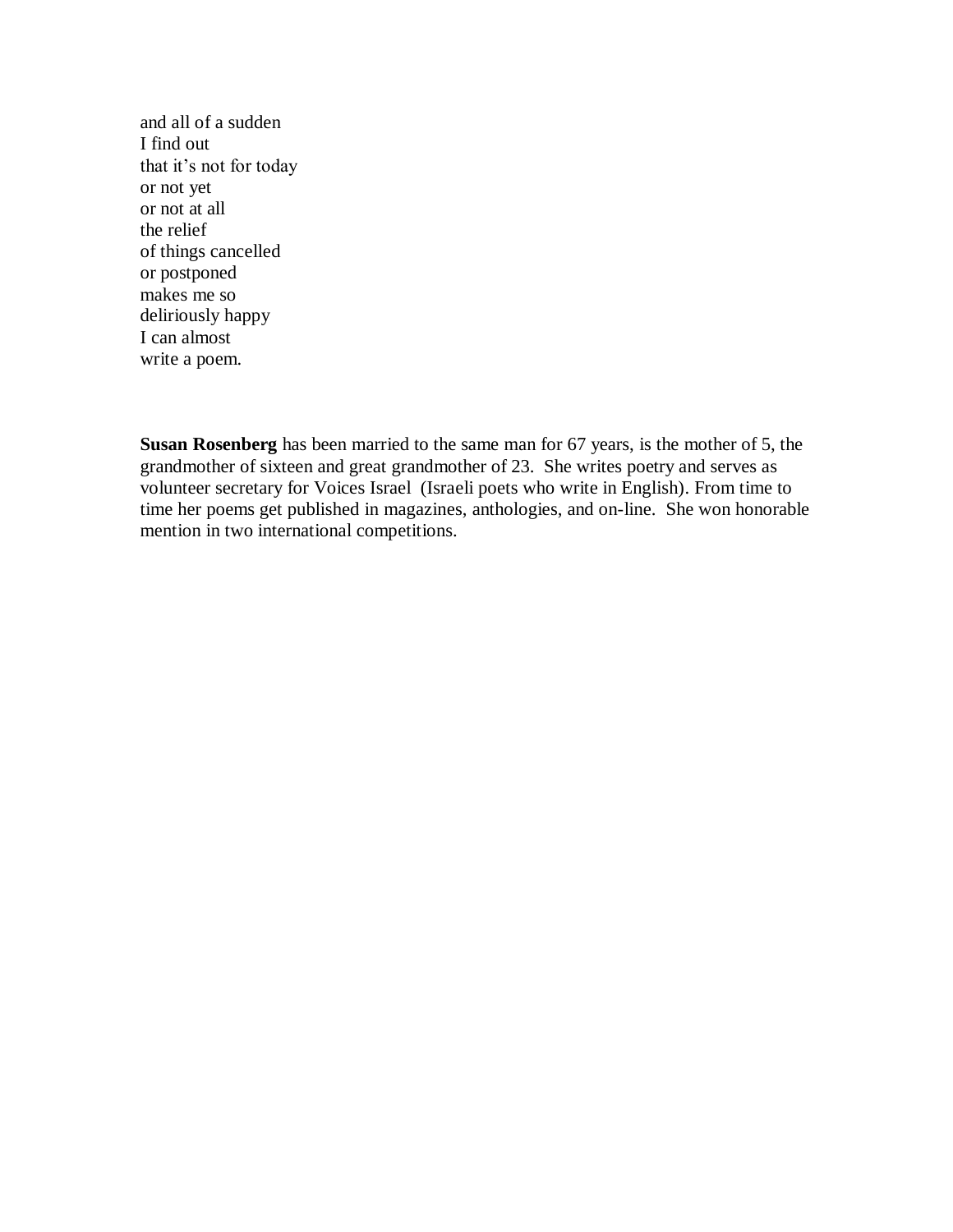and all of a sudden  
I find out  
that it’s not for today  
or not yet  
or not at all  
the relief  
of things cancelled  
or postponed  
makes me so  
deliriously happy  
I can almost  
write a poem.

**Susan Rosenberg** has been married to the same man for 67 years, is the mother of 5, the grandmother of sixteen and great grandmother of 23. She writes poetry and serves as volunteer secretary for Voices Israel (Israeli poets who write in English). From time to time her poems get published in magazines, anthologies, and on-line. She won honorable mention in two international competitions.